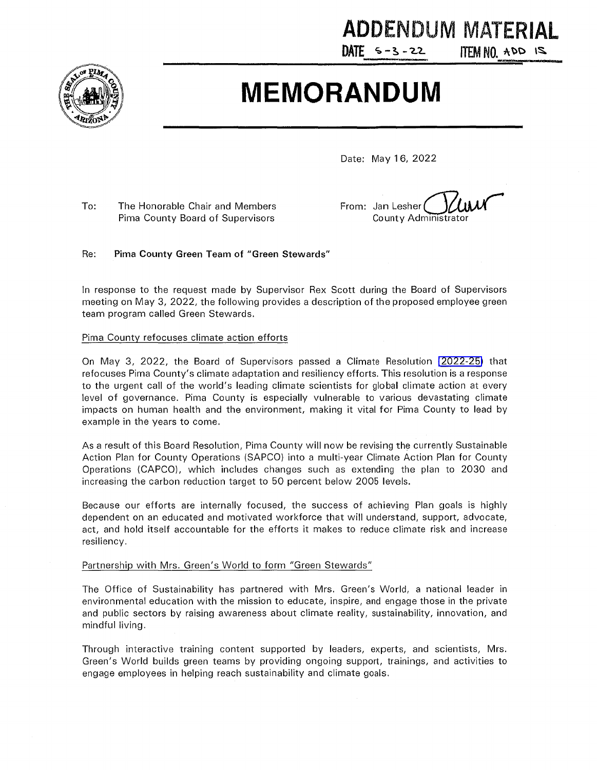# ADDENDUM MATERIAL

DATE 5-3-22 ITEM NO. ADD 15

# MEMORANDUM

Date: May 16, 2022

To: The Honorable Chair and Members
Pima County Board of Supervisors

From: Jan Lesher
County Administrator

Re: **Pima County Green Team of "Green Stewards"**

In response to the request made by Supervisor Rex Scott during the Board of Supervisors meeting on May 3, 2022, the following provides a description of the proposed employee green team program called Green Stewards.

Pima County refocuses climate action efforts

On May 3, 2022, the Board of Supervisors passed a Climate Resolution 2022-25 that refocuses Pima County's climate adaptation and resiliency efforts. This resolution is a response to the urgent call of the world's leading climate scientists for global climate action at every level of governance. Pima County is especially vulnerable to various devastating climate impacts on human health and the environment, making it vital for Pima County to lead by example in the years to come.

As a result of this Board Resolution, Pima County will now be revising the currently Sustainable Action Plan for County Operations (SAPCO) into a multi-year Climate Action Plan for County Operations (CAPCO), which includes changes such as extending the plan to 2030 and increasing the carbon reduction target to 50 percent below 2005 levels.

Because our efforts are internally focused, the success of achieving Plan goals is highly dependent on an educated and motivated workforce that will understand, support, advocate, act, and hold itself accountable for the efforts it makes to reduce climate risk and increase resiliency.

Partnership with Mrs. Green's World to form "Green Stewards"

The Office of Sustainability has partnered with Mrs. Green's World, a national leader in environmental education with the mission to educate, inspire, and engage those in the private and public sectors by raising awareness about climate reality, sustainability, innovation, and mindful living.

Through interactive training content supported by leaders, experts, and scientists, Mrs. Green's World builds green teams by providing ongoing support, trainings, and activities to engage employees in helping reach sustainability and climate goals.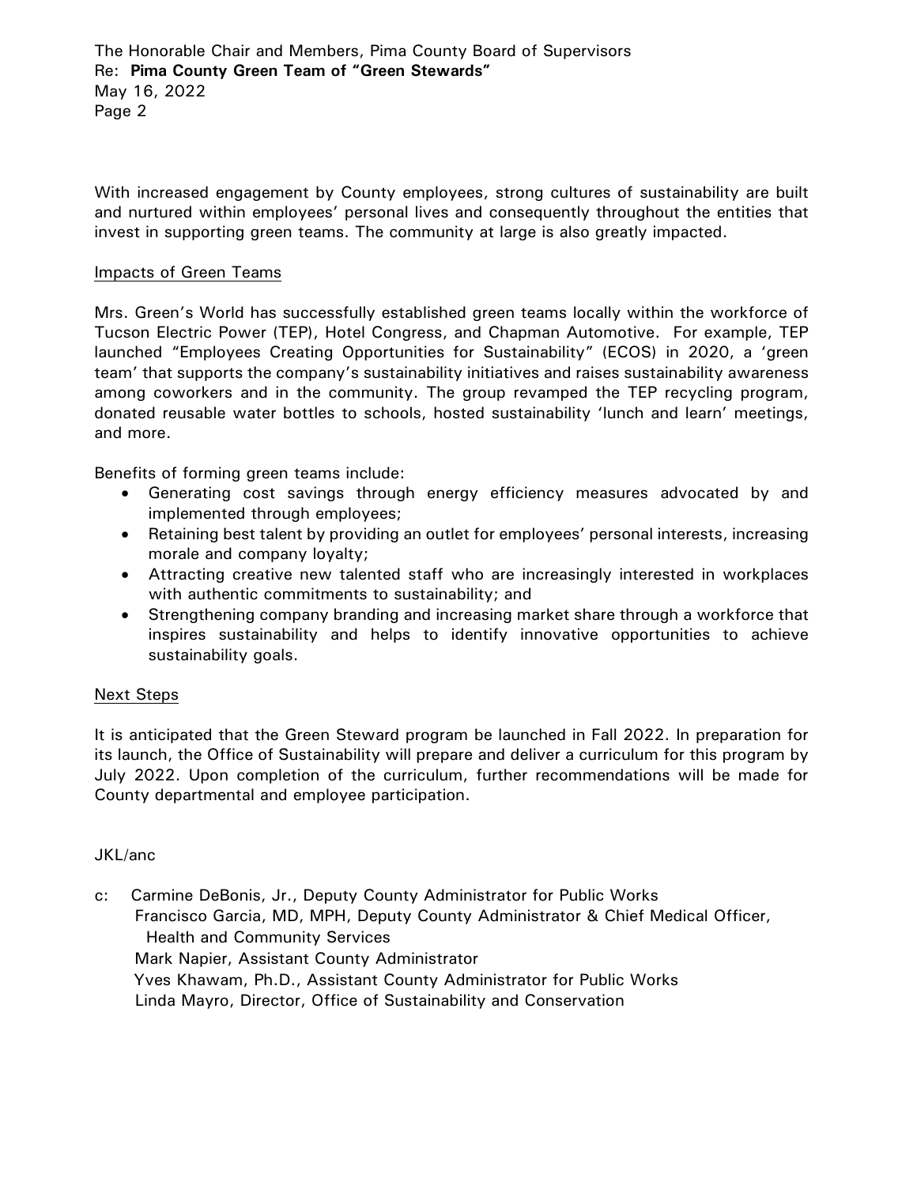With increased engagement by County employees, strong cultures of sustainability are built and nurtured within employees' personal lives and consequently throughout the entities that invest in supporting green teams. The community at large is also greatly impacted.

## Impacts of Green Teams

Mrs. Green's World has successfully established green teams locally within the workforce of Tucson Electric Power (TEP), Hotel Congress, and Chapman Automotive. For example, TEP launched "Employees Creating Opportunities for Sustainability" (ECOS) in 2020, a 'green team' that supports the company's sustainability initiatives and raises sustainability awareness among coworkers and in the community. The group revamped the TEP recycling program, donated reusable water bottles to schools, hosted sustainability 'lunch and learn' meetings, and more.

Benefits of forming green teams include:

- Generating cost savings through energy efficiency measures advocated by and implemented through employees;
- Retaining best talent by providing an outlet for employees' personal interests, increasing morale and company loyalty;
- Attracting creative new talented staff who are increasingly interested in workplaces with authentic commitments to sustainability; and
- Strengthening company branding and increasing market share through a workforce that inspires sustainability and helps to identify innovative opportunities to achieve sustainability goals.

## Next Steps

It is anticipated that the Green Steward program be launched in Fall 2022. In preparation for its launch, the Office of Sustainability will prepare and deliver a curriculum for this program by July 2022. Upon completion of the curriculum, further recommendations will be made for County departmental and employee participation.

JKL/anc

c: Carmine DeBonis, Jr., Deputy County Administrator for Public Works
Francisco Garcia, MD, MPH, Deputy County Administrator & Chief Medical Officer, Health and Community Services
Mark Napier, Assistant County Administrator
Yves Khawam, Ph.D., Assistant County Administrator for Public Works
Linda Mayro, Director, Office of Sustainability and Conservation